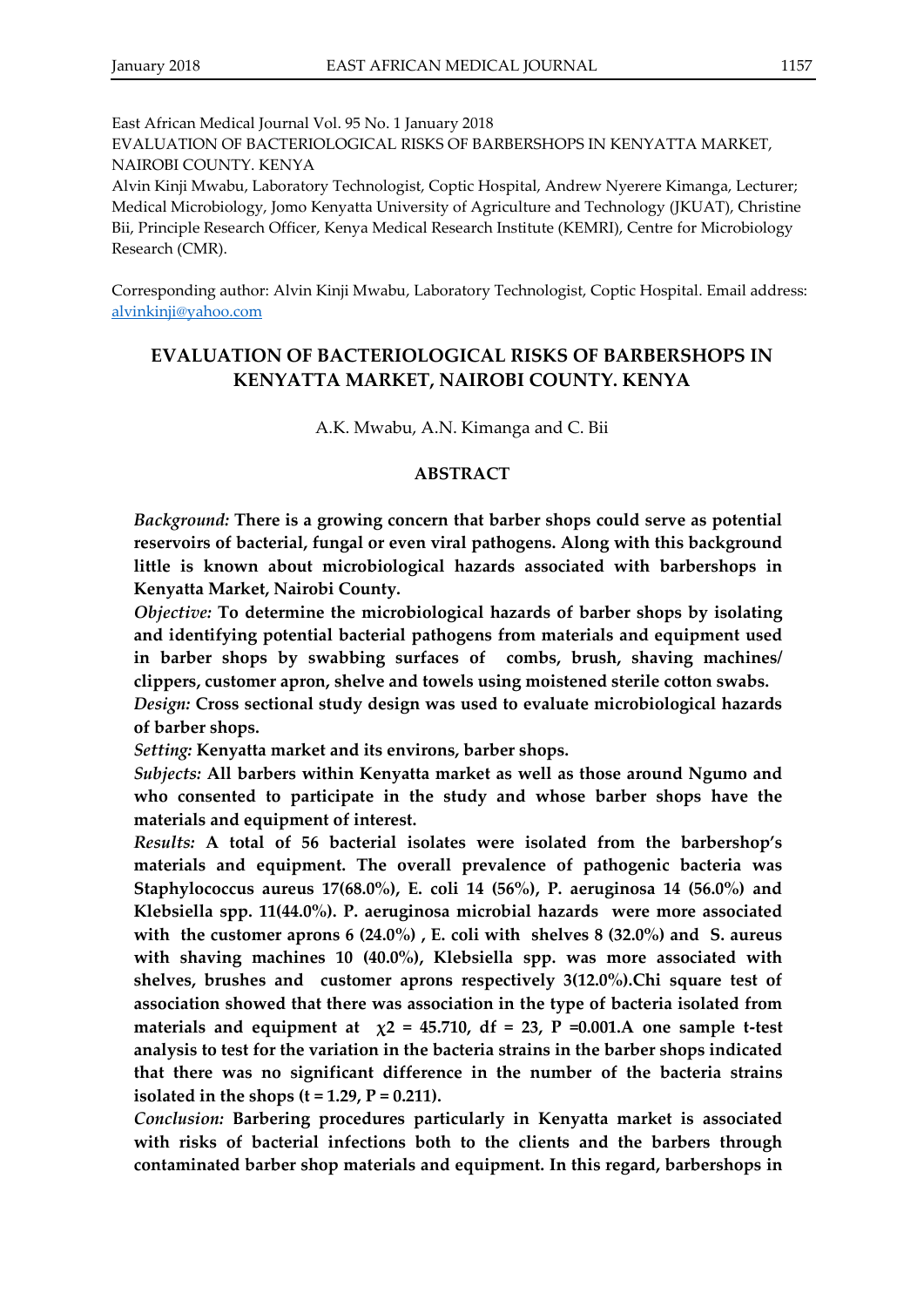East African Medical Journal Vol. 95 No. 1 January 2018

EVALUATION OF BACTERIOLOGICAL RISKS OF BARBERSHOPS IN KENYATTA MARKET, NAIROBI COUNTY. KENYA

Alvin Kinji Mwabu, Laboratory Technologist, Coptic Hospital, Andrew Nyerere Kimanga, Lecturer; Medical Microbiology, Jomo Kenyatta University of Agriculture and Technology (JKUAT), Christine Bii, Principle Research Officer, Kenya Medical Research Institute (KEMRI), Centre for Microbiology Research (CMR).

Corresponding author: Alvin Kinji Mwabu, Laboratory Technologist, Coptic Hospital. Email address: alvinkinji@yahoo.com

# EVALUATION OF BACTERIOLOGICAL RISKS OF BARBERSHOPS IN KENYATTA MARKET, NAIROBI COUNTY. KENYA

A.K. Mwabu, A.N. Kimanga and C. Bii

## ABSTRACT

*Background:* **There is a growing concern that barber shops could serve as potential reservoirs of bacterial, fungal or even viral pathogens. Along with this background little is known about microbiological hazards associated with barbershops in Kenyatta Market, Nairobi County.**

*Objective:* **To determine the microbiological hazards of barber shops by isolating and identifying potential bacterial pathogens from materials and equipment used in barber shops by swabbing surfaces of combs, brush, shaving machines/ clippers, customer apron, shelve and towels using moistened sterile cotton swabs.**

*Design:* **Cross sectional study design was used to evaluate microbiological hazards of barber shops.**

*Setting:* **Kenyatta market and its environs, barber shops.**

*Subjects:* **All barbers within Kenyatta market as well as those around Ngumo and who consented to participate in the study and whose barber shops have the materials and equipment of interest.**

*Results:* **A total of 56 bacterial isolates were isolated from the barbershop's materials and equipment. The overall prevalence of pathogenic bacteria was Staphylococcus aureus 17(68.0%), E. coli 14 (56%), P. aeruginosa 14 (56.0%) and Klebsiella spp. 11(44.0%). P. aeruginosa microbial hazards were more associated with the customer aprons 6 (24.0%) , E. coli with shelves 8 (32.0%) and S. aureus with shaving machines 10 (40.0%), Klebsiella spp. was more associated with shelves, brushes and customer aprons respectively 3(12.0%).Chi square test of association showed that there was association in the type of bacteria isolated from materials and equipment at $\chi2 = 45.710$, df = 23, P =0.001.A one sample t-test analysis to test for the variation in the bacteria strains in the barber shops indicated that there was no significant difference in the number of the bacteria strains isolated in the shops (t = 1.29, P = 0.211).**

*Conclusion:* **Barbering procedures particularly in Kenyatta market is associated with risks of bacterial infections both to the clients and the barbers through contaminated barber shop materials and equipment. In this regard, barbershops in**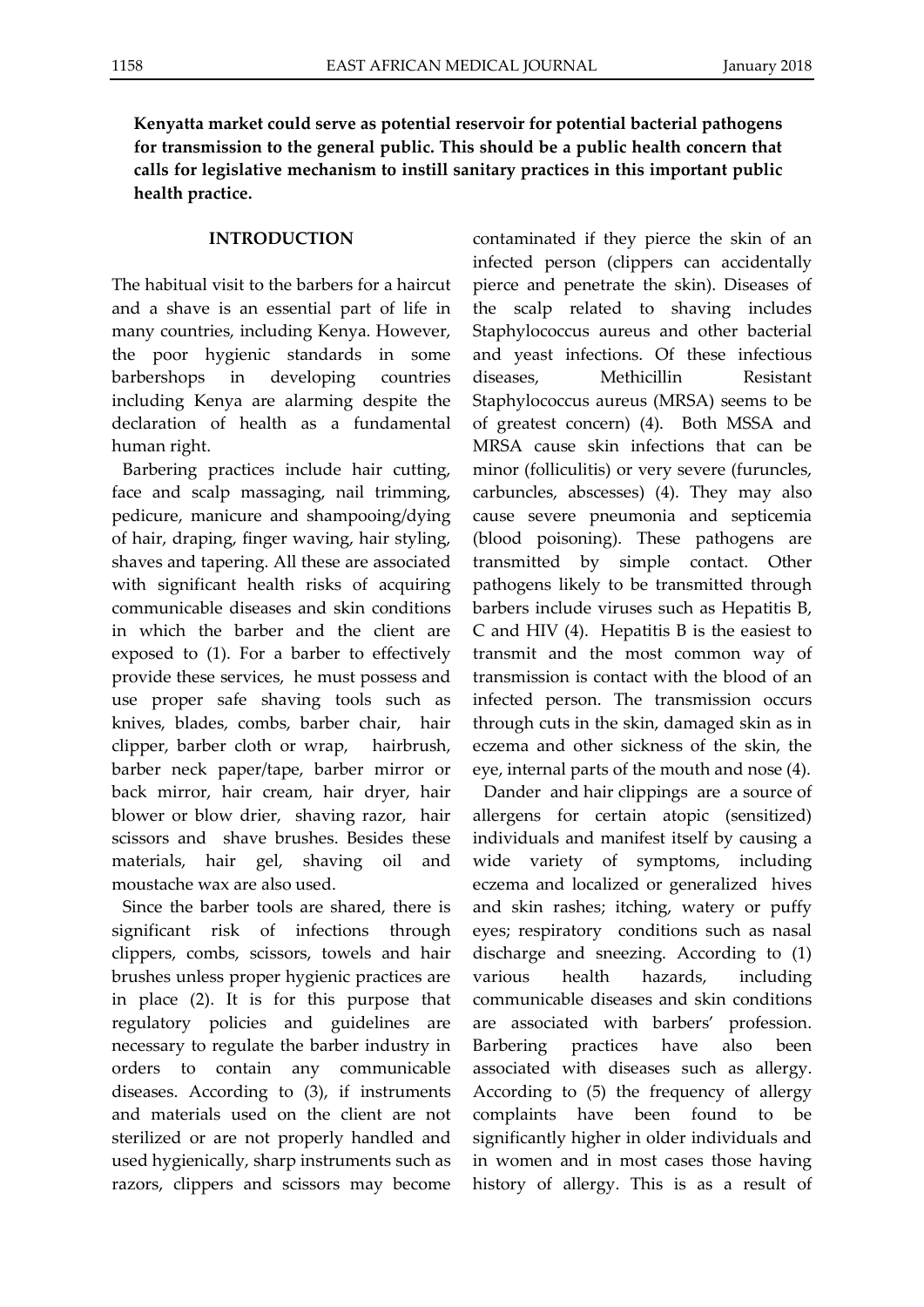**Kenyatta market could serve as potential reservoir for potential bacterial pathogens for transmission to the general public. This should be a public health concern that calls for legislative mechanism to instill sanitary practices in this important public health practice.**

## INTRODUCTION

The habitual visit to the barbers for a haircut and a shave is an essential part of life in many countries, including Kenya. However, the poor hygienic standards in some barbershops in developing countries including Kenya are alarming despite the declaration of health as a fundamental human right.

Barbering practices include hair cutting, face and scalp massaging, nail trimming, pedicure, manicure and shampooing/dying of hair, draping, finger waving, hair styling, shaves and tapering. All these are associated with significant health risks of acquiring communicable diseases and skin conditions in which the barber and the client are exposed to (1). For a barber to effectively provide these services, he must possess and use proper safe shaving tools such as knives, blades, combs, barber chair, hair clipper, barber cloth or wrap, hairbrush, barber neck paper/tape, barber mirror or back mirror, hair cream, hair dryer, hair blower or blow drier, shaving razor, hair scissors and shave brushes. Besides these materials, hair gel, shaving oil and moustache wax are also used.

Since the barber tools are shared, there is significant risk of infections through clippers, combs, scissors, towels and hair brushes unless proper hygienic practices are in place (2). It is for this purpose that regulatory policies and guidelines are necessary to regulate the barber industry in orders to contain any communicable diseases. According to (3), if instruments and materials used on the client are not sterilized or are not properly handled and used hygienically, sharp instruments such as razors, clippers and scissors may become contaminated if they pierce the skin of an infected person (clippers can accidentally pierce and penetrate the skin). Diseases of the scalp related to shaving includes Staphylococcus aureus and other bacterial and yeast infections. Of these infectious diseases, Methicillin Resistant Staphylococcus aureus (MRSA) seems to be of greatest concern) (4). Both MSSA and MRSA cause skin infections that can be minor (folliculitis) or very severe (furuncles, carbuncles, abscesses) (4). They may also cause severe pneumonia and septicemia (blood poisoning). These pathogens are transmitted by simple contact. Other pathogens likely to be transmitted through barbers include viruses such as Hepatitis B, C and HIV (4). Hepatitis B is the easiest to transmit and the most common way of transmission is contact with the blood of an infected person. The transmission occurs through cuts in the skin, damaged skin as in eczema and other sickness of the skin, the eye, internal parts of the mouth and nose (4).

Dander and hair clippings are a source of allergens for certain atopic (sensitized) individuals and manifest itself by causing a wide variety of symptoms, including eczema and localized or generalized hives and skin rashes; itching, watery or puffy eyes; respiratory conditions such as nasal discharge and sneezing. According to (1) various health hazards, including communicable diseases and skin conditions are associated with barbers' profession. Barbering practices have also been associated with diseases such as allergy. According to (5) the frequency of allergy complaints have been found to be significantly higher in older individuals and in women and in most cases those having history of allergy. This is as a result of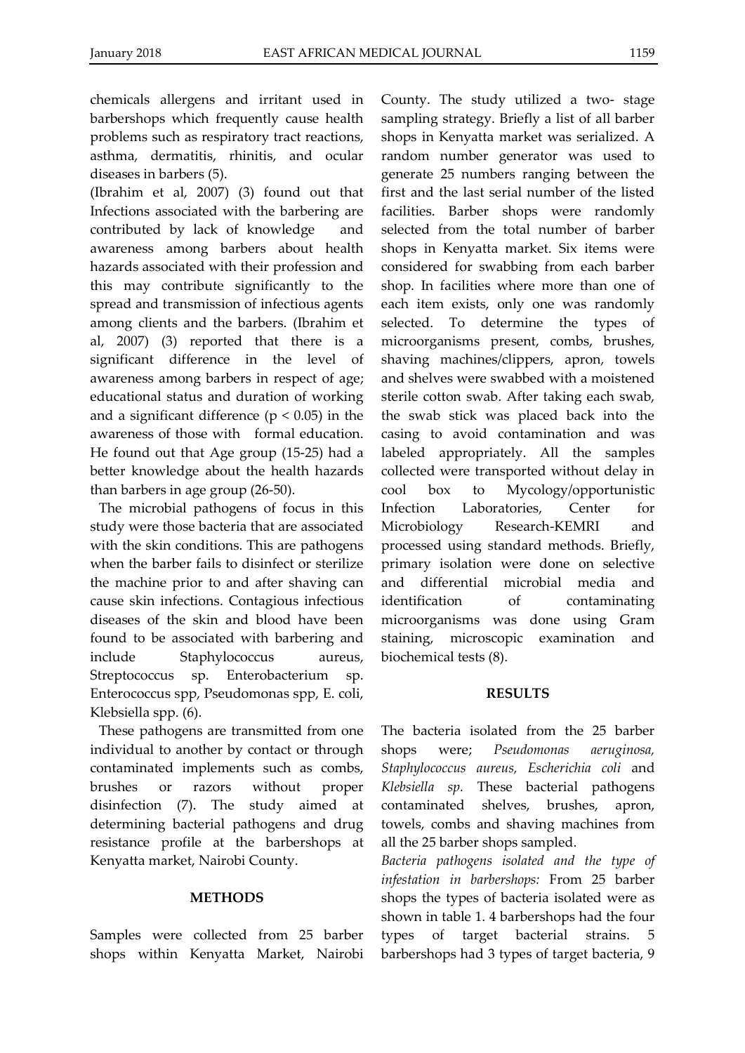chemicals allergens and irritant used in barbershops which frequently cause health problems such as respiratory tract reactions, asthma, dermatitis, rhinitis, and ocular diseases in barbers (5).

(Ibrahim et al, 2007) (3) found out that Infections associated with the barbering are contributed by lack of knowledge and awareness among barbers about health hazards associated with their profession and this may contribute significantly to the spread and transmission of infectious agents among clients and the barbers. (Ibrahim et al, 2007) (3) reported that there is a significant difference in the level of awareness among barbers in respect of age; educational status and duration of working and a significant difference ($p < 0.05$) in the awareness of those with formal education. He found out that Age group (15-25) had a better knowledge about the health hazards than barbers in age group (26-50).

The microbial pathogens of focus in this study were those bacteria that are associated with the skin conditions. This are pathogens when the barber fails to disinfect or sterilize the machine prior to and after shaving can cause skin infections. Contagious infectious diseases of the skin and blood have been found to be associated with barbering and include Staphylococcus aureus, Streptococcus sp. Enterobacterium sp. Enterococcus spp, Pseudomonas spp, E. coli, Klebsiella spp. (6).

These pathogens are transmitted from one individual to another by contact or through contaminated implements such as combs, brushes or razors without proper disinfection (7). The study aimed at determining bacterial pathogens and drug resistance profile at the barbershops at Kenyatta market, Nairobi County.

## METHODS

Samples were collected from 25 barber shops within Kenyatta Market, Nairobi County. The study utilized a two- stage sampling strategy. Briefly a list of all barber shops in Kenyatta market was serialized. A random number generator was used to generate 25 numbers ranging between the first and the last serial number of the listed facilities. Barber shops were randomly selected from the total number of barber shops in Kenyatta market. Six items were considered for swabbing from each barber shop. In facilities where more than one of each item exists, only one was randomly selected. To determine the types of microorganisms present, combs, brushes, shaving machines/clippers, apron, towels and shelves were swabbed with a moistened sterile cotton swab. After taking each swab, the swab stick was placed back into the casing to avoid contamination and was labeled appropriately. All the samples collected were transported without delay in cool box to Mycology/opportunistic Infection Laboratories, Center for Microbiology Research-KEMRI and processed using standard methods. Briefly, primary isolation were done on selective and differential microbial media and identification of contaminating microorganisms was done using Gram staining, microscopic examination and biochemical tests (8).

## RESULTS

The bacteria isolated from the 25 barber shops were; *Pseudomonas aeruginosa, Staphylococcus aureus, Escherichia coli* and *Klebsiella sp.* These bacterial pathogens contaminated shelves, brushes, apron, towels, combs and shaving machines from all the 25 barber shops sampled.

*Bacteria pathogens isolated and the type of infestation in barbershops:* From 25 barber shops the types of bacteria isolated were as shown in table 1. 4 barbershops had the four types of target bacterial strains. 5 barbershops had 3 types of target bacteria, 9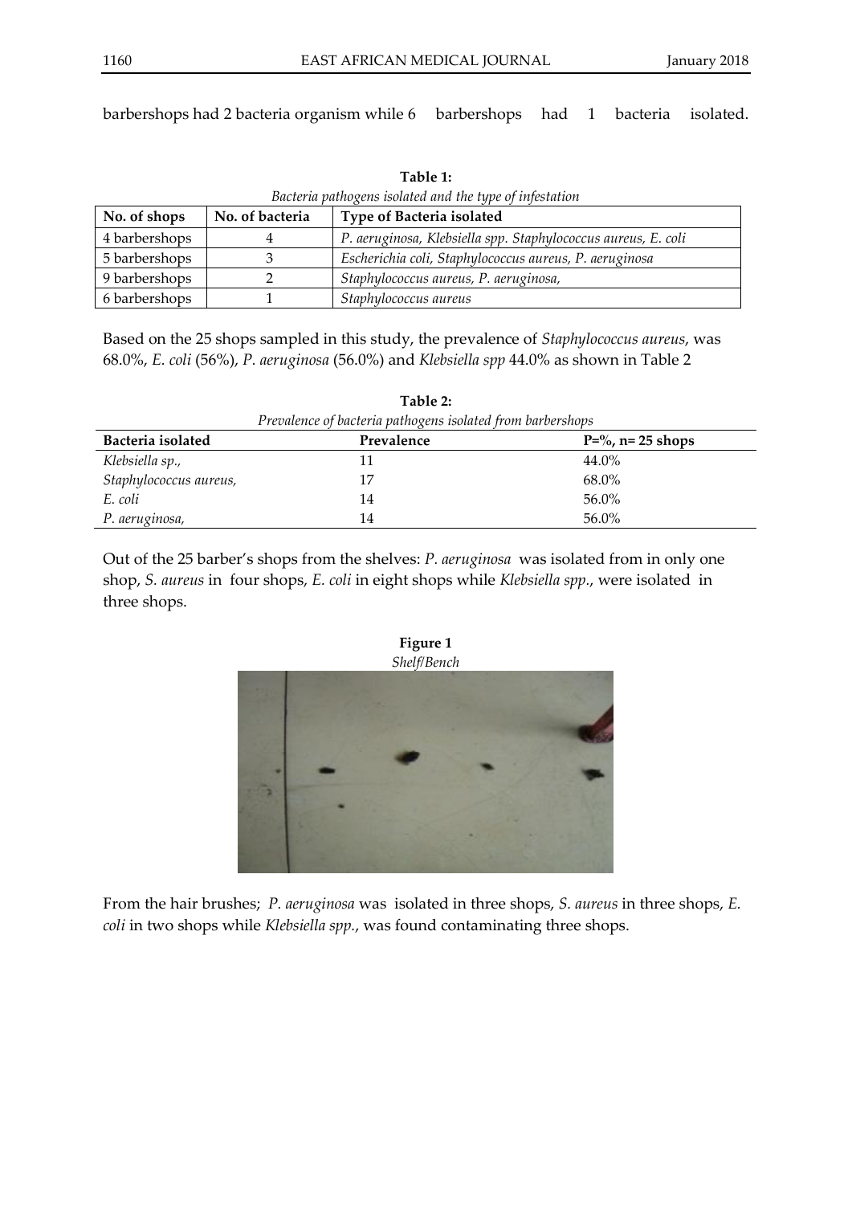barbershops had 2 bacteria organism while 6 barbershops had 1 bacteria isolated.

**Table 1:**
*Bacteria pathogens isolated and the type of infestation*

| No. of shops | No. of bacteria | Type of Bacteria isolated |
|---|---|---|
| 4 barbershops | 4 | *P. aeruginosa, Klebsiella spp. Staphylococcus aureus, E. coli* |
| 5 barbershops | 3 | *Escherichia coli, Staphylococcus aureus, P. aeruginosa* |
| 9 barbershops | 2 | *Staphylococcus aureus, P. aeruginosa,* |
| 6 barbershops | 1 | *Staphylococcus aureus* |

Based on the 25 shops sampled in this study, the prevalence of *Staphylococcus aureus*, was 68.0%, *E. coli* (56%), *P. aeruginosa* (56.0%) and *Klebsiella spp* 44.0% as shown in Table 2

**Table 2:**
*Prevalence of bacteria pathogens isolated from barbershops*

| Bacteria isolated | Prevalence | P=%, n= 25 shops |
|---|---|---|
| *Klebsiella sp.,* | 11 | 44.0% |
| *Staphylococcus aureus,* | 17 | 68.0% |
| *E. coli* | 14 | 56.0% |
| *P. aeruginosa,* | 14 | 56.0% |

Out of the 25 barber's shops from the shelves: *P. aeruginosa* was isolated from in only one shop, *S. aureus* in four shops, *E. coli* in eight shops while *Klebsiella spp.*, were isolated in three shops.

**Figure 1**
*Shelf/Bench*

From the hair brushes; *P. aeruginosa* was isolated in three shops, *S. aureus* in three shops, *E. coli* in two shops while *Klebsiella spp.*, was found contaminating three shops.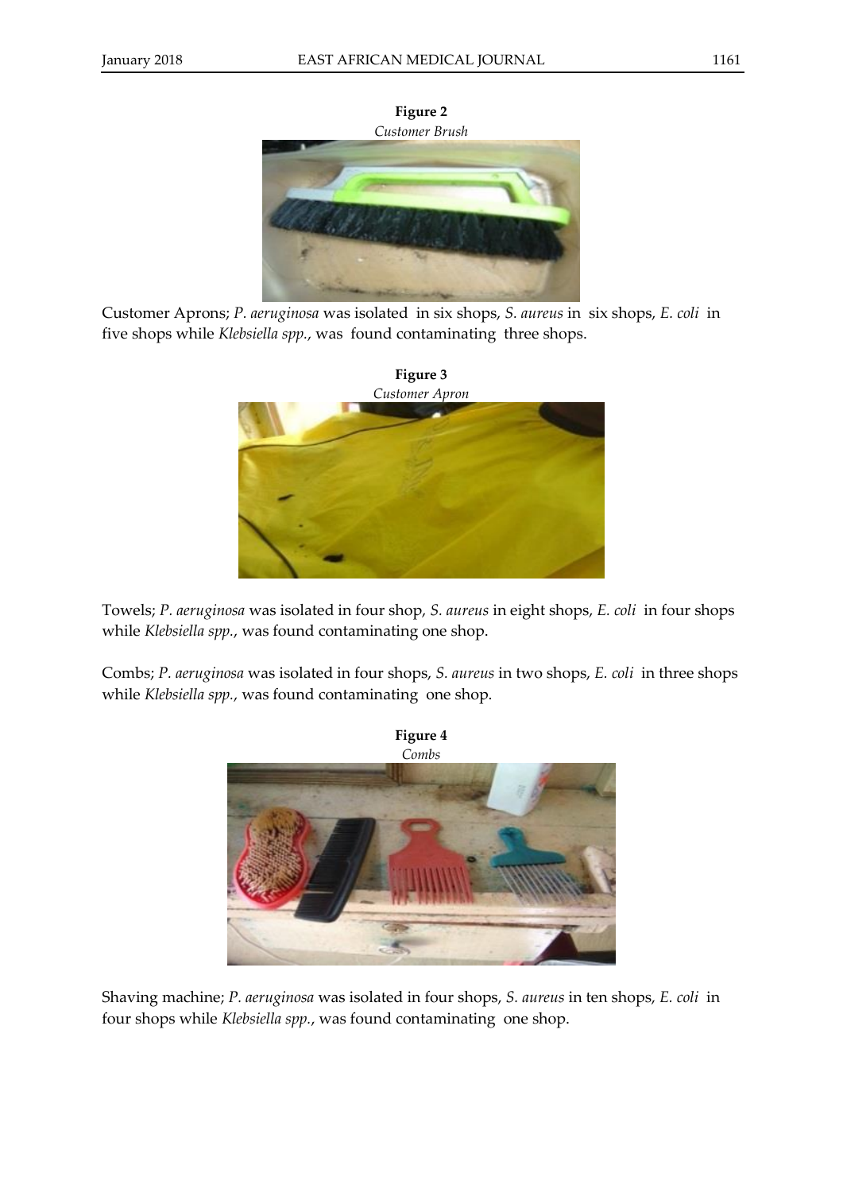**Figure 2**
*Customer Brush*

Customer Aprons; *P. aeruginosa* was isolated in six shops, *S. aureus* in six shops, *E. coli* in five shops while *Klebsiella spp.*, was found contaminating three shops.

**Figure 3**
*Customer Apron*

Towels; *P. aeruginosa* was isolated in four shop, *S. aureus* in eight shops, *E. coli* in four shops while *Klebsiella spp.*, was found contaminating one shop.

Combs; *P. aeruginosa* was isolated in four shops, *S. aureus* in two shops, *E. coli* in three shops while *Klebsiella spp.*, was found contaminating one shop.

**Figure 4**
*Combs*

Shaving machine; *P. aeruginosa* was isolated in four shops, *S. aureus* in ten shops, *E. coli* in four shops while *Klebsiella spp.*, was found contaminating one shop.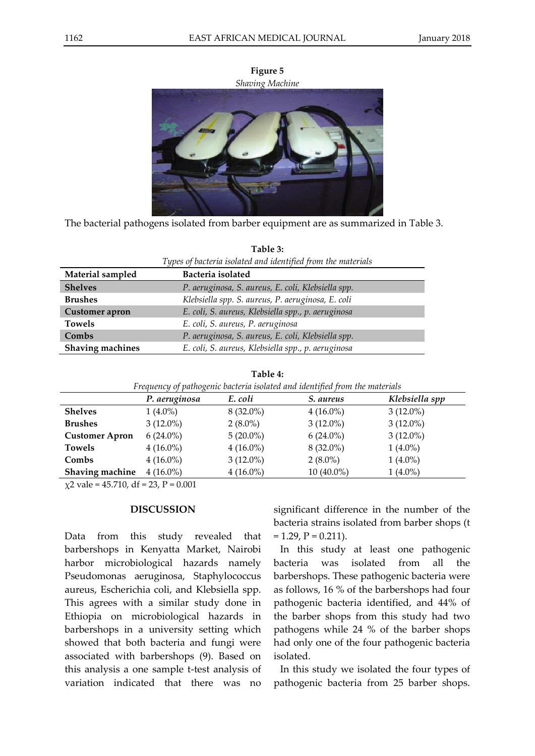**Figure 5**

*Shaving Machine*

The bacterial pathogens isolated from barber equipment are as summarized in Table 3.

**Table 3:**

*Types of bacteria isolated and identified from the materials*

| Material sampled | Bacteria isolated |
|---|---|
| **Shelves** | *P. aeruginosa, S. aureus, E. coli, Klebsiella spp.* |
| **Brushes** | *Klebsiella spp. S. aureus, P. aeruginosa, E. coli* |
| **Customer apron** | *E. coli, S. aureus, Klebsiella spp., p. aeruginosa* |
| **Towels** | *E. coli, S. aureus, P. aeruginosa* |
| **Combs** | *P. aeruginosa, S. aureus, E. coli, Klebsiella spp.* |
| **Shaving machines** | *E. coli, S. aureus, Klebsiella spp., p. aeruginosa* |

**Table 4:**

*Frequency of pathogenic bacteria isolated and identified from the materials*

| | *P. aeruginosa* | *E. coli* | *S. aureus* | *Klebsiella spp* |
|---|---|---|---|---|
| **Shelves** | 1 (4.0%) | 8 (32.0%) | 4 (16.0%) | 3 (12.0%) |
| **Brushes** | 3 (12.0%) | 2 (8.0%) | 3 (12.0%) | 3 (12.0%) |
| **Customer Apron** | 6 (24.0%) | 5 (20.0%) | 6 (24.0%) | 3 (12.0%) |
| **Towels** | 4 (16.0%) | 4 (16.0%) | 8 (32.0%) | 1 (4.0%) |
| **Combs** | 4 (16.0%) | 3 (12.0%) | 2 (8.0%) | 1 (4.0%) |
| **Shaving machine** | 4 (16.0%) | 4 (16.0%) | 10 (40.0%) | 1 (4.0%) |

$\chi 2$ vale = 45.710, df = 23, P = 0.001

## DISCUSSION

Data from this study revealed that barbershops in Kenyatta Market, Nairobi harbor microbiological hazards namely Pseudomonas aeruginosa, Staphylococcus aureus, Escherichia coli, and Klebsiella spp. This agrees with a similar study done in Ethiopia on microbiological hazards in barbershops in a university setting which showed that both bacteria and fungi were associated with barbershops (9). Based on this analysis a one sample t-test analysis of variation indicated that there was no significant difference in the number of the bacteria strains isolated from barber shops (t = 1.29, P = 0.211).

In this study at least one pathogenic bacteria was isolated from all the barbershops. These pathogenic bacteria were as follows, 16 % of the barbershops had four pathogenic bacteria identified, and 44% of the barber shops from this study had two pathogens while 24 % of the barber shops had only one of the four pathogenic bacteria isolated.

In this study we isolated the four types of pathogenic bacteria from 25 barber shops.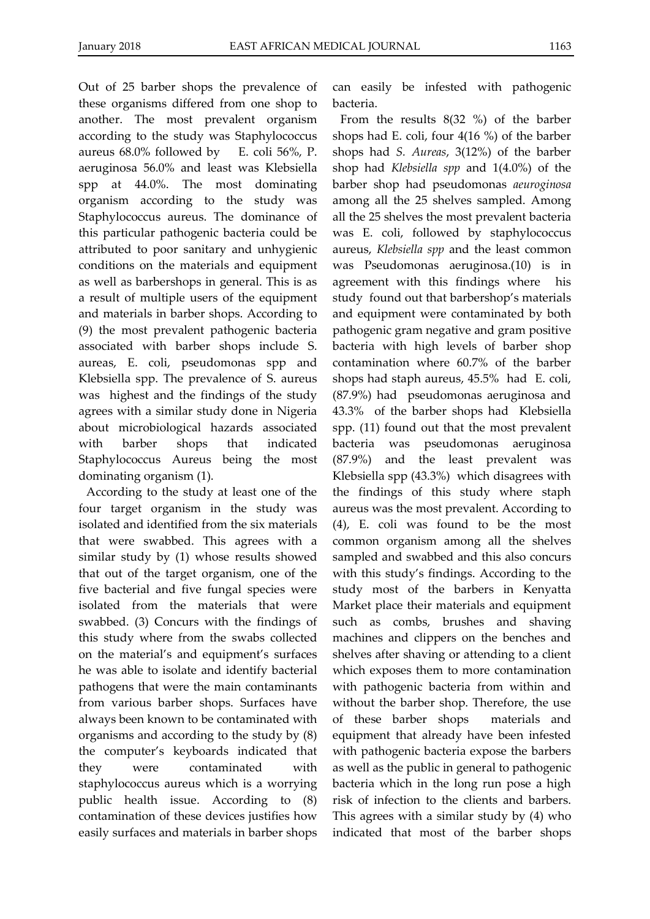Out of 25 barber shops the prevalence of these organisms differed from one shop to another. The most prevalent organism according to the study was Staphylococcus aureus 68.0% followed by E. coli 56%, P. aeruginosa 56.0% and least was Klebsiella spp at 44.0%. The most dominating organism according to the study was Staphylococcus aureus. The dominance of this particular pathogenic bacteria could be attributed to poor sanitary and unhygienic conditions on the materials and equipment as well as barbershops in general. This is as a result of multiple users of the equipment and materials in barber shops. According to (9) the most prevalent pathogenic bacteria associated with barber shops include S. aureas, E. coli, pseudomonas spp and Klebsiella spp. The prevalence of S. aureus was highest and the findings of the study agrees with a similar study done in Nigeria about microbiological hazards associated with barber shops that indicated Staphylococcus Aureus being the most dominating organism (1).

According to the study at least one of the four target organism in the study was isolated and identified from the six materials that were swabbed. This agrees with a similar study by (1) whose results showed that out of the target organism, one of the five bacterial and five fungal species were isolated from the materials that were swabbed. (3) Concurs with the findings of this study where from the swabs collected on the material's and equipment's surfaces he was able to isolate and identify bacterial pathogens that were the main contaminants from various barber shops. Surfaces have always been known to be contaminated with organisms and according to the study by (8) the computer's keyboards indicated that they were contaminated with staphylococcus aureus which is a worrying public health issue. According to (8) contamination of these devices justifies how easily surfaces and materials in barber shops can easily be infested with pathogenic bacteria.

From the results 8(32 %) of the barber shops had E. coli, four 4(16 %) of the barber shops had *S. Aureas*, 3(12%) of the barber shop had *Klebsiella spp* and 1(4.0%) of the barber shop had pseudomonas *aeuroginosa* among all the 25 shelves sampled. Among all the 25 shelves the most prevalent bacteria was E. coli, followed by staphylococcus aureus, *Klebsiella spp* and the least common was Pseudomonas aeruginosa.(10) is in agreement with this findings where his study found out that barbershop's materials and equipment were contaminated by both pathogenic gram negative and gram positive bacteria with high levels of barber shop contamination where 60.7% of the barber shops had staph aureus, 45.5% had E. coli, (87.9%) had pseudomonas aeruginosa and 43.3% of the barber shops had Klebsiella spp. (11) found out that the most prevalent bacteria was pseudomonas aeruginosa (87.9%) and the least prevalent was Klebsiella spp (43.3%) which disagrees with the findings of this study where staph aureus was the most prevalent. According to (4), E. coli was found to be the most common organism among all the shelves sampled and swabbed and this also concurs with this study's findings. According to the study most of the barbers in Kenyatta Market place their materials and equipment such as combs, brushes and shaving machines and clippers on the benches and shelves after shaving or attending to a client which exposes them to more contamination with pathogenic bacteria from within and without the barber shop. Therefore, the use of these barber shops materials and equipment that already have been infested with pathogenic bacteria expose the barbers as well as the public in general to pathogenic bacteria which in the long run pose a high risk of infection to the clients and barbers. This agrees with a similar study by (4) who indicated that most of the barber shops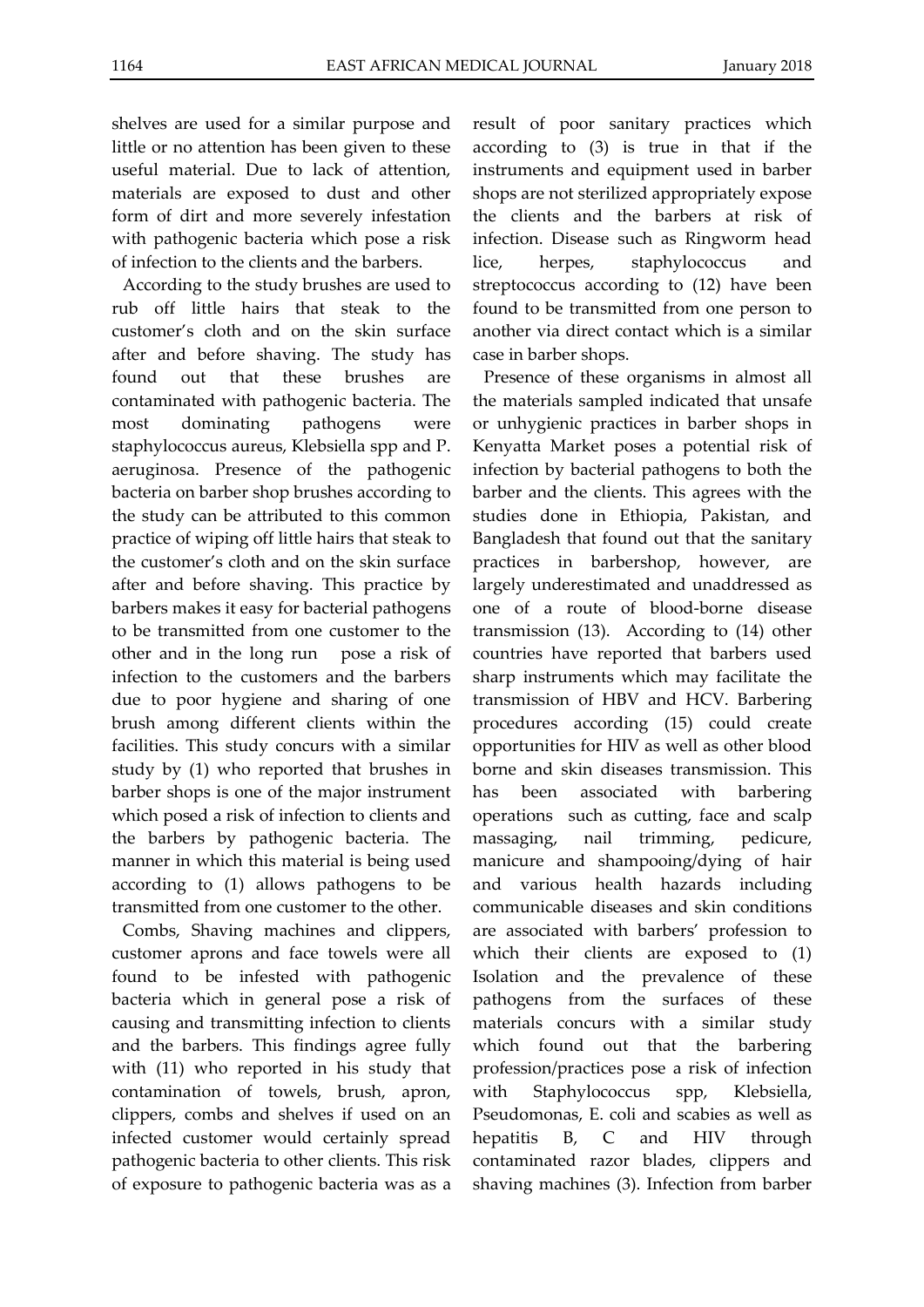shelves are used for a similar purpose and little or no attention has been given to these useful material. Due to lack of attention, materials are exposed to dust and other form of dirt and more severely infestation with pathogenic bacteria which pose a risk of infection to the clients and the barbers.

According to the study brushes are used to rub off little hairs that steak to the customer's cloth and on the skin surface after and before shaving. The study has found out that these brushes are contaminated with pathogenic bacteria. The most dominating pathogens were staphylococcus aureus, Klebsiella spp and P. aeruginosa. Presence of the pathogenic bacteria on barber shop brushes according to the study can be attributed to this common practice of wiping off little hairs that steak to the customer's cloth and on the skin surface after and before shaving. This practice by barbers makes it easy for bacterial pathogens to be transmitted from one customer to the other and in the long run pose a risk of infection to the customers and the barbers due to poor hygiene and sharing of one brush among different clients within the facilities. This study concurs with a similar study by (1) who reported that brushes in barber shops is one of the major instrument which posed a risk of infection to clients and the barbers by pathogenic bacteria. The manner in which this material is being used according to (1) allows pathogens to be transmitted from one customer to the other.

Combs, Shaving machines and clippers, customer aprons and face towels were all found to be infested with pathogenic bacteria which in general pose a risk of causing and transmitting infection to clients and the barbers. This findings agree fully with (11) who reported in his study that contamination of towels, brush, apron, clippers, combs and shelves if used on an infected customer would certainly spread pathogenic bacteria to other clients. This risk of exposure to pathogenic bacteria was as a result of poor sanitary practices which according to (3) is true in that if the instruments and equipment used in barber shops are not sterilized appropriately expose the clients and the barbers at risk of infection. Disease such as Ringworm head lice, herpes, staphylococcus and streptococcus according to (12) have been found to be transmitted from one person to another via direct contact which is a similar case in barber shops.

Presence of these organisms in almost all the materials sampled indicated that unsafe or unhygienic practices in barber shops in Kenyatta Market poses a potential risk of infection by bacterial pathogens to both the barber and the clients. This agrees with the studies done in Ethiopia, Pakistan, and Bangladesh that found out that the sanitary practices in barbershop, however, are largely underestimated and unaddressed as one of a route of blood-borne disease transmission (13). According to (14) other countries have reported that barbers used sharp instruments which may facilitate the transmission of HBV and HCV. Barbering procedures according (15) could create opportunities for HIV as well as other blood borne and skin diseases transmission. This has been associated with barbering operations such as cutting, face and scalp massaging, nail trimming, pedicure, manicure and shampooing/dying of hair and various health hazards including communicable diseases and skin conditions are associated with barbers' profession to which their clients are exposed to (1) Isolation and the prevalence of these pathogens from the surfaces of these materials concurs with a similar study which found out that the barbering profession/practices pose a risk of infection with Staphylococcus spp, Klebsiella, Pseudomonas, E. coli and scabies as well as hepatitis B, C and HIV through contaminated razor blades, clippers and shaving machines (3). Infection from barber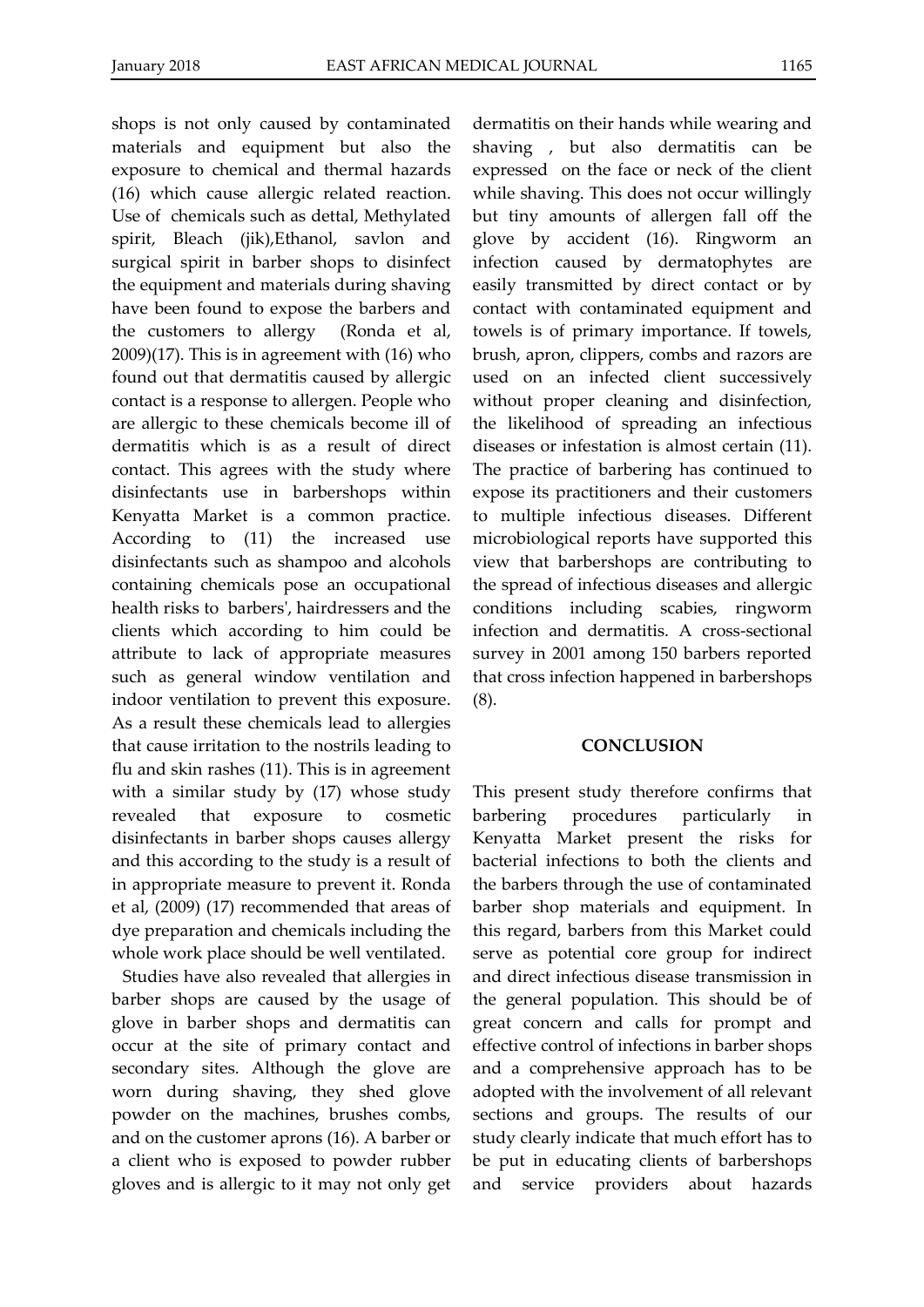shops is not only caused by contaminated materials and equipment but also the exposure to chemical and thermal hazards (16) which cause allergic related reaction. Use of chemicals such as dettal, Methylated spirit, Bleach (jik),Ethanol, savlon and surgical spirit in barber shops to disinfect the equipment and materials during shaving have been found to expose the barbers and the customers to allergy (Ronda et al, 2009)(17). This is in agreement with (16) who found out that dermatitis caused by allergic contact is a response to allergen. People who are allergic to these chemicals become ill of dermatitis which is as a result of direct contact. This agrees with the study where disinfectants use in barbershops within Kenyatta Market is a common practice. According to (11) the increased use disinfectants such as shampoo and alcohols containing chemicals pose an occupational health risks to barbers', hairdressers and the clients which according to him could be attribute to lack of appropriate measures such as general window ventilation and indoor ventilation to prevent this exposure. As a result these chemicals lead to allergies that cause irritation to the nostrils leading to flu and skin rashes (11). This is in agreement with a similar study by (17) whose study revealed that exposure to cosmetic disinfectants in barber shops causes allergy and this according to the study is a result of in appropriate measure to prevent it. Ronda et al, (2009) (17) recommended that areas of dye preparation and chemicals including the whole work place should be well ventilated.

Studies have also revealed that allergies in barber shops are caused by the usage of glove in barber shops and dermatitis can occur at the site of primary contact and secondary sites. Although the glove are worn during shaving, they shed glove powder on the machines, brushes combs, and on the customer aprons (16). A barber or a client who is exposed to powder rubber gloves and is allergic to it may not only get dermatitis on their hands while wearing and shaving , but also dermatitis can be expressed on the face or neck of the client while shaving. This does not occur willingly but tiny amounts of allergen fall off the glove by accident (16). Ringworm an infection caused by dermatophytes are easily transmitted by direct contact or by contact with contaminated equipment and towels is of primary importance. If towels, brush, apron, clippers, combs and razors are used on an infected client successively without proper cleaning and disinfection, the likelihood of spreading an infectious diseases or infestation is almost certain (11). The practice of barbering has continued to expose its practitioners and their customers to multiple infectious diseases. Different microbiological reports have supported this view that barbershops are contributing to the spread of infectious diseases and allergic conditions including scabies, ringworm infection and dermatitis. A cross-sectional survey in 2001 among 150 barbers reported that cross infection happened in barbershops (8).

## CONCLUSION

This present study therefore confirms that barbering procedures particularly in Kenyatta Market present the risks for bacterial infections to both the clients and the barbers through the use of contaminated barber shop materials and equipment. In this regard, barbers from this Market could serve as potential core group for indirect and direct infectious disease transmission in the general population. This should be of great concern and calls for prompt and effective control of infections in barber shops and a comprehensive approach has to be adopted with the involvement of all relevant sections and groups. The results of our study clearly indicate that much effort has to be put in educating clients of barbershops and service providers about hazards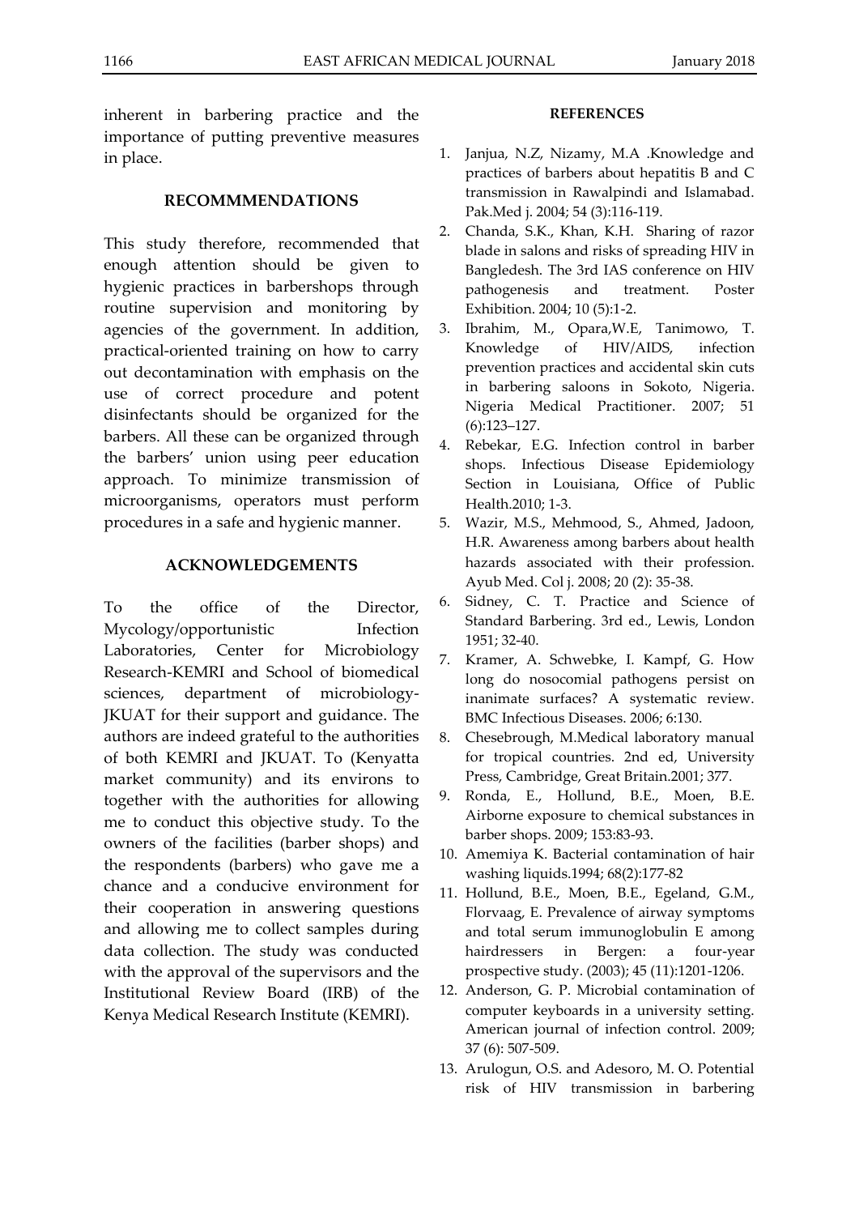inherent in barbering practice and the importance of putting preventive measures in place.

## RECOMMMENDATIONS

This study therefore, recommended that enough attention should be given to hygienic practices in barbershops through routine supervision and monitoring by agencies of the government. In addition, practical-oriented training on how to carry out decontamination with emphasis on the use of correct procedure and potent disinfectants should be organized for the barbers. All these can be organized through the barbers' union using peer education approach. To minimize transmission of microorganisms, operators must perform procedures in a safe and hygienic manner.

## ACKNOWLEDGEMENTS

To the office of the Director, Mycology/opportunistic Infection Laboratories, Center for Microbiology Research-KEMRI and School of biomedical sciences, department of microbiology-JKUAT for their support and guidance. The authors are indeed grateful to the authorities of both KEMRI and JKUAT. To (Kenyatta market community) and its environs to together with the authorities for allowing me to conduct this objective study. To the owners of the facilities (barber shops) and the respondents (barbers) who gave me a chance and a conducive environment for their cooperation in answering questions and allowing me to collect samples during data collection. The study was conducted with the approval of the supervisors and the Institutional Review Board (IRB) of the Kenya Medical Research Institute (KEMRI).

## REFERENCES

1. Janjua, N.Z, Nizamy, M.A .Knowledge and practices of barbers about hepatitis B and C transmission in Rawalpindi and Islamabad. Pak.Med j. 2004; 54 (3):116-119.
2. Chanda, S.K., Khan, K.H. Sharing of razor blade in salons and risks of spreading HIV in Bangledesh. The 3rd IAS conference on HIV pathogenesis and treatment. Poster Exhibition. 2004; 10 (5):1-2.
3. Ibrahim, M., Opara,W.E, Tanimowo, T. Knowledge of HIV/AIDS, infection prevention practices and accidental skin cuts in barbering saloons in Sokoto, Nigeria. Nigeria Medical Practitioner. 2007; 51 (6):123–127.
4. Rebekar, E.G. Infection control in barber shops. Infectious Disease Epidemiology Section in Louisiana, Office of Public Health.2010; 1-3.
5. Wazir, M.S., Mehmood, S., Ahmed, Jadoon, H.R. Awareness among barbers about health hazards associated with their profession. Ayub Med. Col j. 2008; 20 (2): 35-38.
6. Sidney, C. T. Practice and Science of Standard Barbering. 3rd ed., Lewis, London 1951; 32-40.
7. Kramer, A. Schwebke, I. Kampf, G. How long do nosocomial pathogens persist on inanimate surfaces? A systematic review. BMC Infectious Diseases. 2006; 6:130.
8. Chesebrough, M.Medical laboratory manual for tropical countries. 2nd ed, University Press, Cambridge, Great Britain.2001; 377.
9. Ronda, E., Hollund, B.E., Moen, B.E. Airborne exposure to chemical substances in barber shops. 2009; 153:83-93.
10. Amemiya K. Bacterial contamination of hair washing liquids.1994; 68(2):177-82
11. Hollund, B.E., Moen, B.E., Egeland, G.M., Florvaag, E. Prevalence of airway symptoms and total serum immunoglobulin E among hairdressers in Bergen: a four-year prospective study. (2003); 45 (11):1201-1206.
12. Anderson, G. P. Microbial contamination of computer keyboards in a university setting. American journal of infection control. 2009; 37 (6): 507-509.
13. Arulogun, O.S. and Adesoro, M. O. Potential risk of HIV transmission in barbering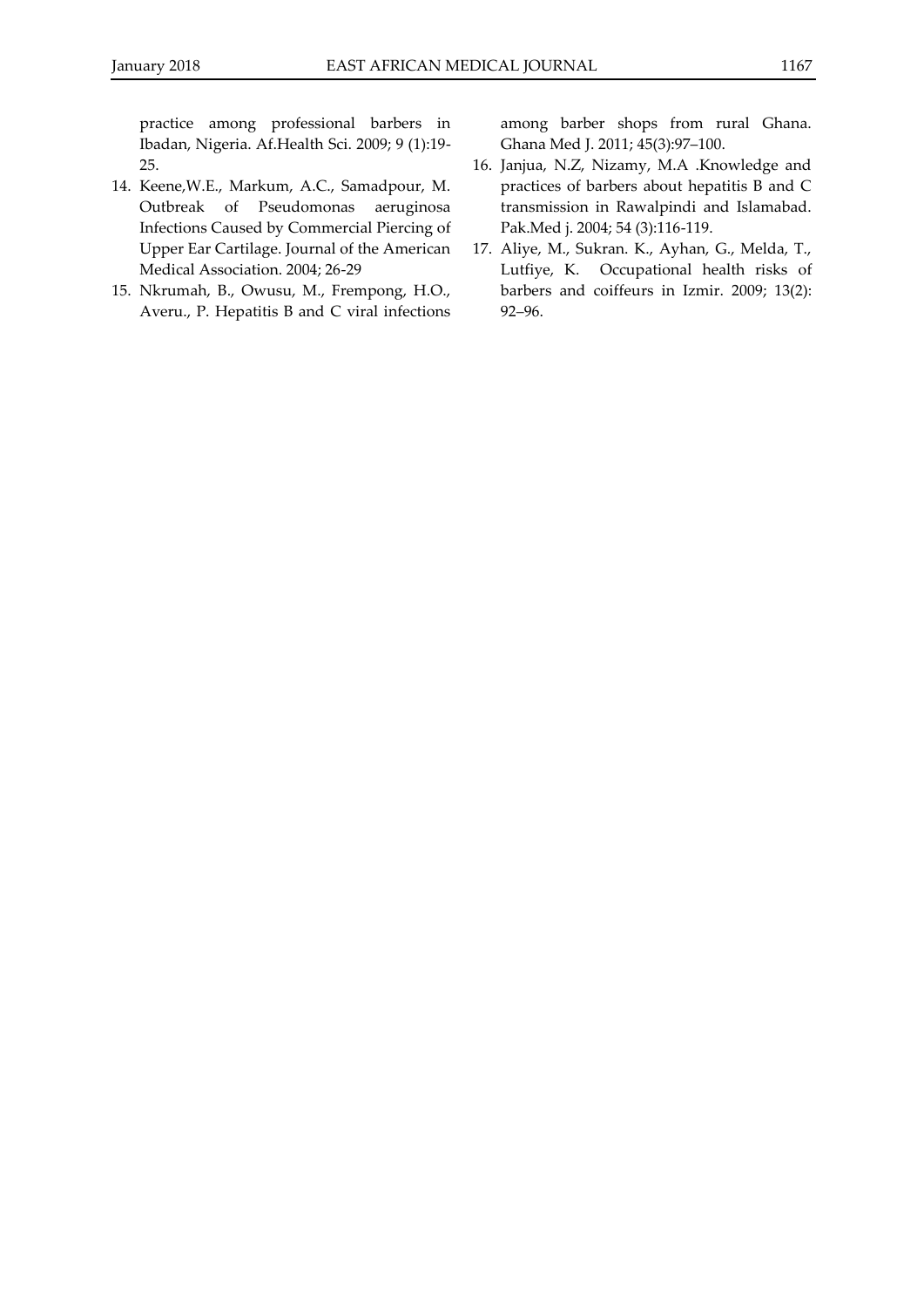practice among professional barbers in Ibadan, Nigeria. Af.Health Sci. 2009; 9 (1):19-25.

14. Keene,W.E., Markum, A.C., Samadpour, M. Outbreak of Pseudomonas aeruginosa Infections Caused by Commercial Piercing of Upper Ear Cartilage. Journal of the American Medical Association. 2004; 26-29
15. Nkrumah, B., Owusu, M., Frempong, H.O., Averu., P. Hepatitis B and C viral infections among barber shops from rural Ghana. Ghana Med J. 2011; 45(3):97–100.
16. Janjua, N.Z, Nizamy, M.A .Knowledge and practices of barbers about hepatitis B and C transmission in Rawalpindi and Islamabad. Pak.Med j. 2004; 54 (3):116-119.
17. Aliye, M., Sukran. K., Ayhan, G., Melda, T., Lutfiye, K. Occupational health risks of barbers and coiffeurs in Izmir. 2009; 13(2): 92–96.